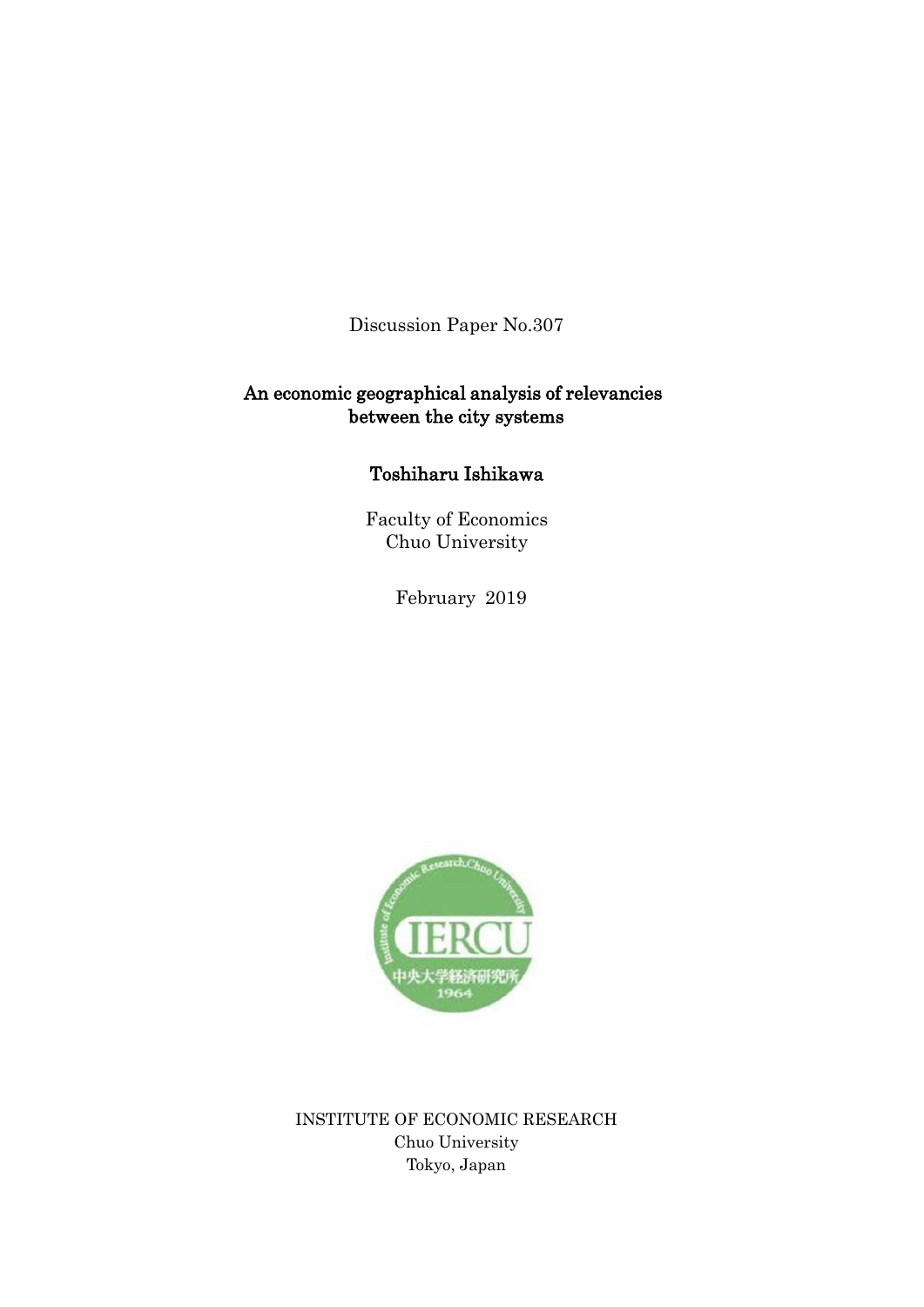Discussion Paper No.307

# An economic geographical analysis of relevancies between the city systems

**Toshiharu Ishikawa**

Faculty of Economics
Chuo University

February 2019

INSTITUTE OF ECONOMIC RESEARCH
Chuo University
Tokyo, Japan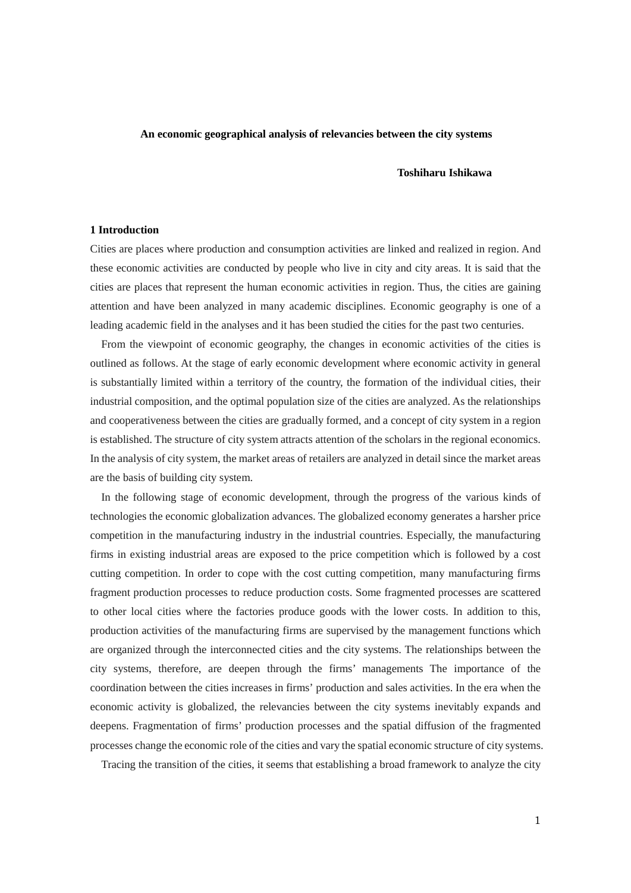**An economic geographical analysis of relevancies between the city systems**

**Toshiharu Ishikawa**

## 1 Introduction

Cities are places where production and consumption activities are linked and realized in region. And these economic activities are conducted by people who live in city and city areas. It is said that the cities are places that represent the human economic activities in region. Thus, the cities are gaining attention and have been analyzed in many academic disciplines. Economic geography is one of a leading academic field in the analyses and it has been studied the cities for the past two centuries.

From the viewpoint of economic geography, the changes in economic activities of the cities is outlined as follows. At the stage of early economic development where economic activity in general is substantially limited within a territory of the country, the formation of the individual cities, their industrial composition, and the optimal population size of the cities are analyzed. As the relationships and cooperativeness between the cities are gradually formed, and a concept of city system in a region is established. The structure of city system attracts attention of the scholars in the regional economics. In the analysis of city system, the market areas of retailers are analyzed in detail since the market areas are the basis of building city system.

In the following stage of economic development, through the progress of the various kinds of technologies the economic globalization advances. The globalized economy generates a harsher price competition in the manufacturing industry in the industrial countries. Especially, the manufacturing firms in existing industrial areas are exposed to the price competition which is followed by a cost cutting competition. In order to cope with the cost cutting competition, many manufacturing firms fragment production processes to reduce production costs. Some fragmented processes are scattered to other local cities where the factories produce goods with the lower costs. In addition to this, production activities of the manufacturing firms are supervised by the management functions which are organized through the interconnected cities and the city systems. The relationships between the city systems, therefore, are deepen through the firms' managements The importance of the coordination between the cities increases in firms' production and sales activities. In the era when the economic activity is globalized, the relevancies between the city systems inevitably expands and deepens. Fragmentation of firms' production processes and the spatial diffusion of the fragmented processes change the economic role of the cities and vary the spatial economic structure of city systems.

Tracing the transition of the cities, it seems that establishing a broad framework to analyze the city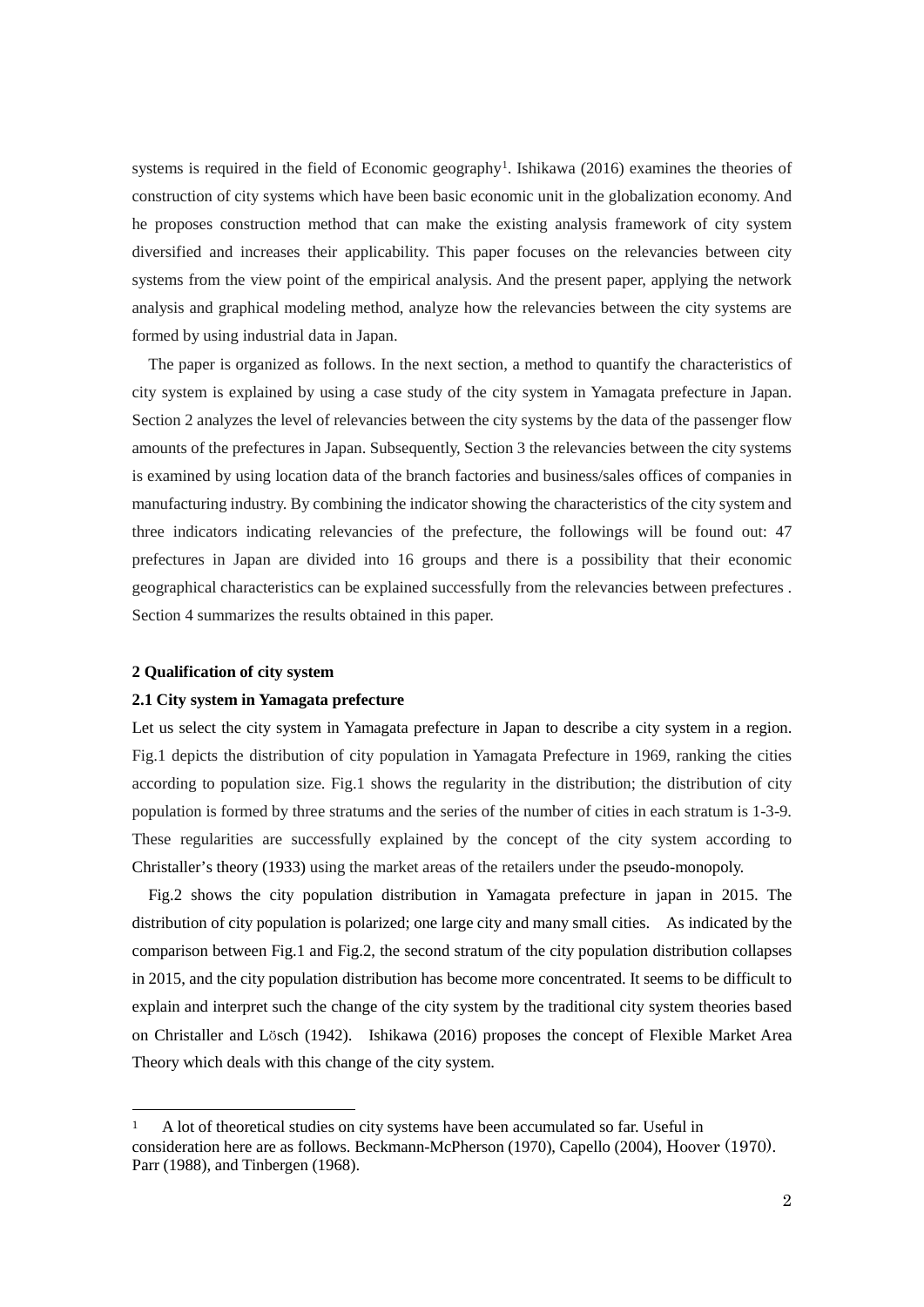systems is required in the field of Economic geography[1]. Ishikawa (2016) examines the theories of construction of city systems which have been basic economic unit in the globalization economy. And he proposes construction method that can make the existing analysis framework of city system diversified and increases their applicability. This paper focuses on the relevancies between city systems from the view point of the empirical analysis. And the present paper, applying the network analysis and graphical modeling method, analyze how the relevancies between the city systems are formed by using industrial data in Japan.

The paper is organized as follows. In the next section, a method to quantify the characteristics of city system is explained by using a case study of the city system in Yamagata prefecture in Japan. Section 2 analyzes the level of relevancies between the city systems by the data of the passenger flow amounts of the prefectures in Japan. Subsequently, Section 3 the relevancies between the city systems is examined by using location data of the branch factories and business/sales offices of companies in manufacturing industry. By combining the indicator showing the characteristics of the city system and three indicators indicating relevancies of the prefecture, the followings will be found out: 47 prefectures in Japan are divided into 16 groups and there is a possibility that their economic geographical characteristics can be explained successfully from the relevancies between prefectures . Section 4 summarizes the results obtained in this paper.

## 2 Qualification of city system

### 2.1 City system in Yamagata prefecture

Let us select the city system in Yamagata prefecture in Japan to describe a city system in a region. Fig.1 depicts the distribution of city population in Yamagata Prefecture in 1969, ranking the cities according to population size. Fig.1 shows the regularity in the distribution; the distribution of city population is formed by three stratums and the series of the number of cities in each stratum is 1-3-9. These regularities are successfully explained by the concept of the city system according to Christaller's theory (1933) using the market areas of the retailers under the pseudo-monopoly.

Fig.2 shows the city population distribution in Yamagata prefecture in japan in 2015. The distribution of city population is polarized; one large city and many small cities. As indicated by the comparison between Fig.1 and Fig.2, the second stratum of the city population distribution collapses in 2015, and the city population distribution has become more concentrated. It seems to be difficult to explain and interpret such the change of the city system by the traditional city system theories based on Christaller and Lösch (1942). Ishikawa (2016) proposes the concept of Flexible Market Area Theory which deals with this change of the city system.

---

[1] A lot of theoretical studies on city systems have been accumulated so far. Useful in consideration here are as follows. Beckmann-McPherson (1970), Capello (2004), Hoover (1970). Parr (1988), and Tinbergen (1968).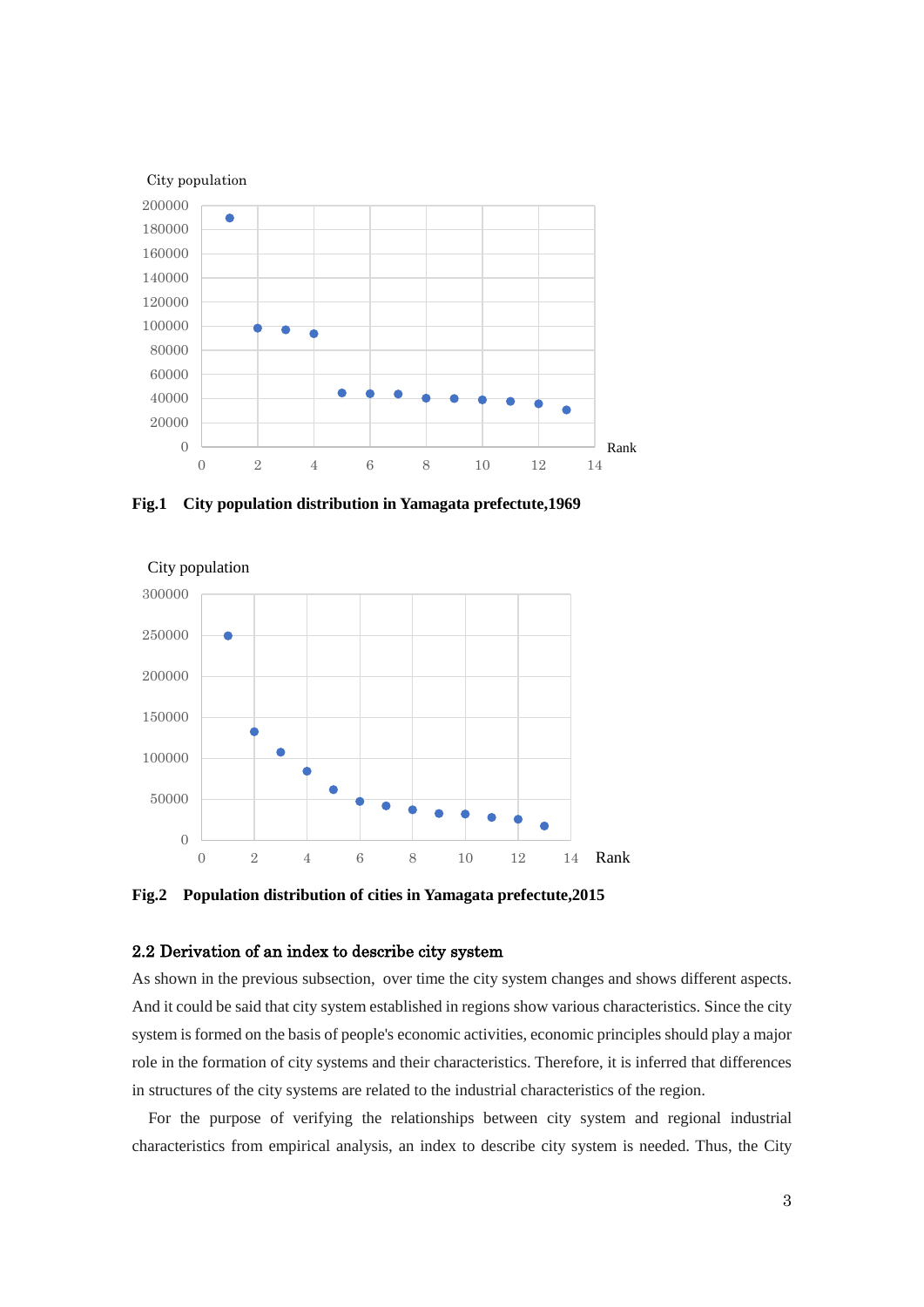Fig.1 City population distribution in Yamagata prefectute,1969

Fig.2 Population distribution of cities in Yamagata prefectute,2015

### 2.2 Derivation of an index to describe city system

As shown in the previous subsection, over time the city system changes and shows different aspects. And it could be said that city system established in regions show various characteristics. Since the city system is formed on the basis of people's economic activities, economic principles should play a major role in the formation of city systems and their characteristics. Therefore, it is inferred that differences in structures of the city systems are related to the industrial characteristics of the region.

For the purpose of verifying the relationships between city system and regional industrial characteristics from empirical analysis, an index to describe city system is needed. Thus, the City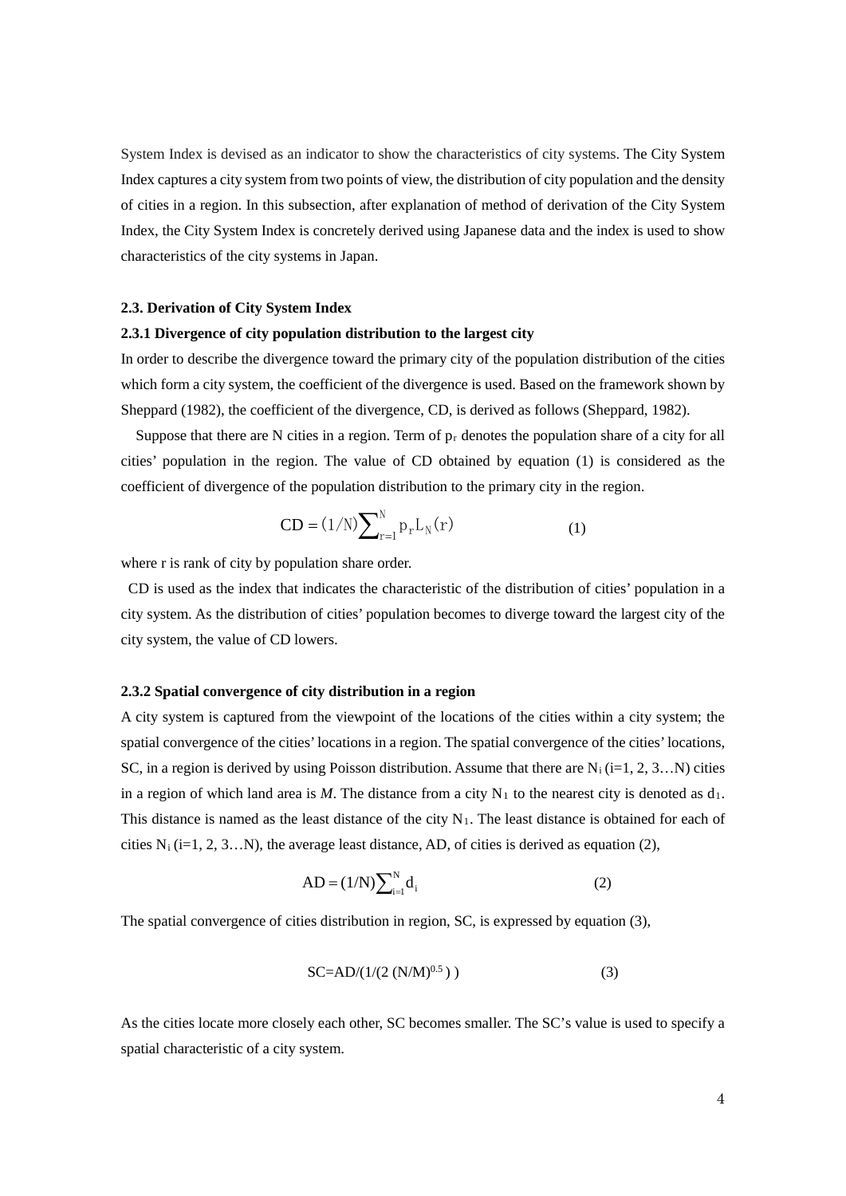System Index is devised as an indicator to show the characteristics of city systems. The City System Index captures a city system from two points of view, the distribution of city population and the density of cities in a region. In this subsection, after explanation of method of derivation of the City System Index, the City System Index is concretely derived using Japanese data and the index is used to show characteristics of the city systems in Japan.

#### 2.3. Derivation of City System Index

#### 2.3.1 Divergence of city population distribution to the largest city

In order to describe the divergence toward the primary city of the population distribution of the cities which form a city system, the coefficient of the divergence is used. Based on the framework shown by Sheppard (1982), the coefficient of the divergence, CD, is derived as follows (Sheppard, 1982).

Suppose that there are N cities in a region. Term of $p_r$ denotes the population share of a city for all cities' population in the region. The value of CD obtained by equation (1) is considered as the coefficient of divergence of the population distribution to the primary city in the region.

$$\mathrm{CD} = (1/\mathrm{N})\sum_{r=1}^{N} p_r L_N(r) \qquad (1)$$

where r is rank of city by population share order.

CD is used as the index that indicates the characteristic of the distribution of cities' population in a city system. As the distribution of cities' population becomes to diverge toward the largest city of the city system, the value of CD lowers.

#### 2.3.2 Spatial convergence of city distribution in a region

A city system is captured from the viewpoint of the locations of the cities within a city system; the spatial convergence of the cities' locations in a region. The spatial convergence of the cities' locations, SC, in a region is derived by using Poisson distribution. Assume that there are $N_i$ (i=1, 2, 3…N) cities in a region of which land area is *M*. The distance from a city $N_1$ to the nearest city is denoted as $d_1$. This distance is named as the least distance of the city $N_1$. The least distance is obtained for each of cities $N_i$ (i=1, 2, 3…N), the average least distance, AD, of cities is derived as equation (2),

$$\mathrm{AD} = (1/\mathrm{N})\sum_{i=1}^{N} d_i \qquad (2)$$

The spatial convergence of cities distribution in region, SC, is expressed by equation (3),

$$\mathrm{SC}=\mathrm{AD}/(1/(2\,(\mathrm{N}/\mathrm{M})^{0.5})\,) \qquad (3)$$

As the cities locate more closely each other, SC becomes smaller. The SC's value is used to specify a spatial characteristic of a city system.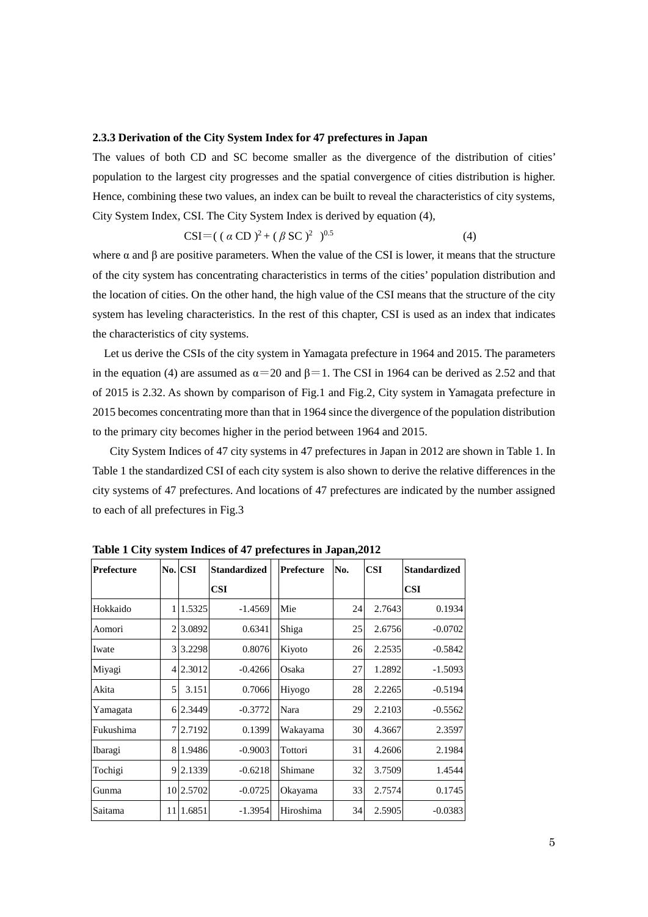### 2.3.3 Derivation of the City System Index for 47 prefectures in Japan

The values of both CD and SC become smaller as the divergence of the distribution of cities' population to the largest city progresses and the spatial convergence of cities distribution is higher. Hence, combining these two values, an index can be built to reveal the characteristics of city systems, City System Index, CSI. The City System Index is derived by equation (4),

$$\mathrm{CSI} = \left( (\alpha\,\mathrm{CD})^2 + (\beta\,\mathrm{SC})^2 \right)^{0.5} \tag{4}$$

where α and β are positive parameters. When the value of the CSI is lower, it means that the structure of the city system has concentrating characteristics in terms of the cities' population distribution and the location of cities. On the other hand, the high value of the CSI means that the structure of the city system has leveling characteristics. In the rest of this chapter, CSI is used as an index that indicates the characteristics of city systems.

Let us derive the CSIs of the city system in Yamagata prefecture in 1964 and 2015. The parameters in the equation (4) are assumed as $\alpha = 20$ and $\beta = 1$. The CSI in 1964 can be derived as 2.52 and that of 2015 is 2.32. As shown by comparison of Fig.1 and Fig.2, City system in Yamagata prefecture in 2015 becomes concentrating more than that in 1964 since the divergence of the population distribution to the primary city becomes higher in the period between 1964 and 2015.

City System Indices of 47 city systems in 47 prefectures in Japan in 2012 are shown in Table 1. In Table 1 the standardized CSI of each city system is also shown to derive the relative differences in the city systems of 47 prefectures. And locations of 47 prefectures are indicated by the number assigned to each of all prefectures in Fig.3

**Table 1 City system Indices of 47 prefectures in Japan,2012**

| Prefecture | No. | CSI | Standardized CSI | Prefecture | No. | CSI | Standardized CSI |
|---|---|---|---|---|---|---|---|
| Hokkaido | 1 | 1.5325 | -1.4569 | Mie | 24 | 2.7643 | 0.1934 |
| Aomori | 2 | 3.0892 | 0.6341 | Shiga | 25 | 2.6756 | -0.0702 |
| Iwate | 3 | 3.2298 | 0.8076 | Kiyoto | 26 | 2.2535 | -0.5842 |
| Miyagi | 4 | 2.3012 | -0.4266 | Osaka | 27 | 1.2892 | -1.5093 |
| Akita | 5 | 3.151 | 0.7066 | Hiyogo | 28 | 2.2265 | -0.5194 |
| Yamagata | 6 | 2.3449 | -0.3772 | Nara | 29 | 2.2103 | -0.5562 |
| Fukushima | 7 | 2.7192 | 0.1399 | Wakayama | 30 | 4.3667 | 2.3597 |
| Ibaragi | 8 | 1.9486 | -0.9003 | Tottori | 31 | 4.2606 | 2.1984 |
| Tochigi | 9 | 2.1339 | -0.6218 | Shimane | 32 | 3.7509 | 1.4544 |
| Gunma | 10 | 2.5702 | -0.0725 | Okayama | 33 | 2.7574 | 0.1745 |
| Saitama | 11 | 1.6851 | -1.3954 | Hiroshima | 34 | 2.5905 | -0.0383 |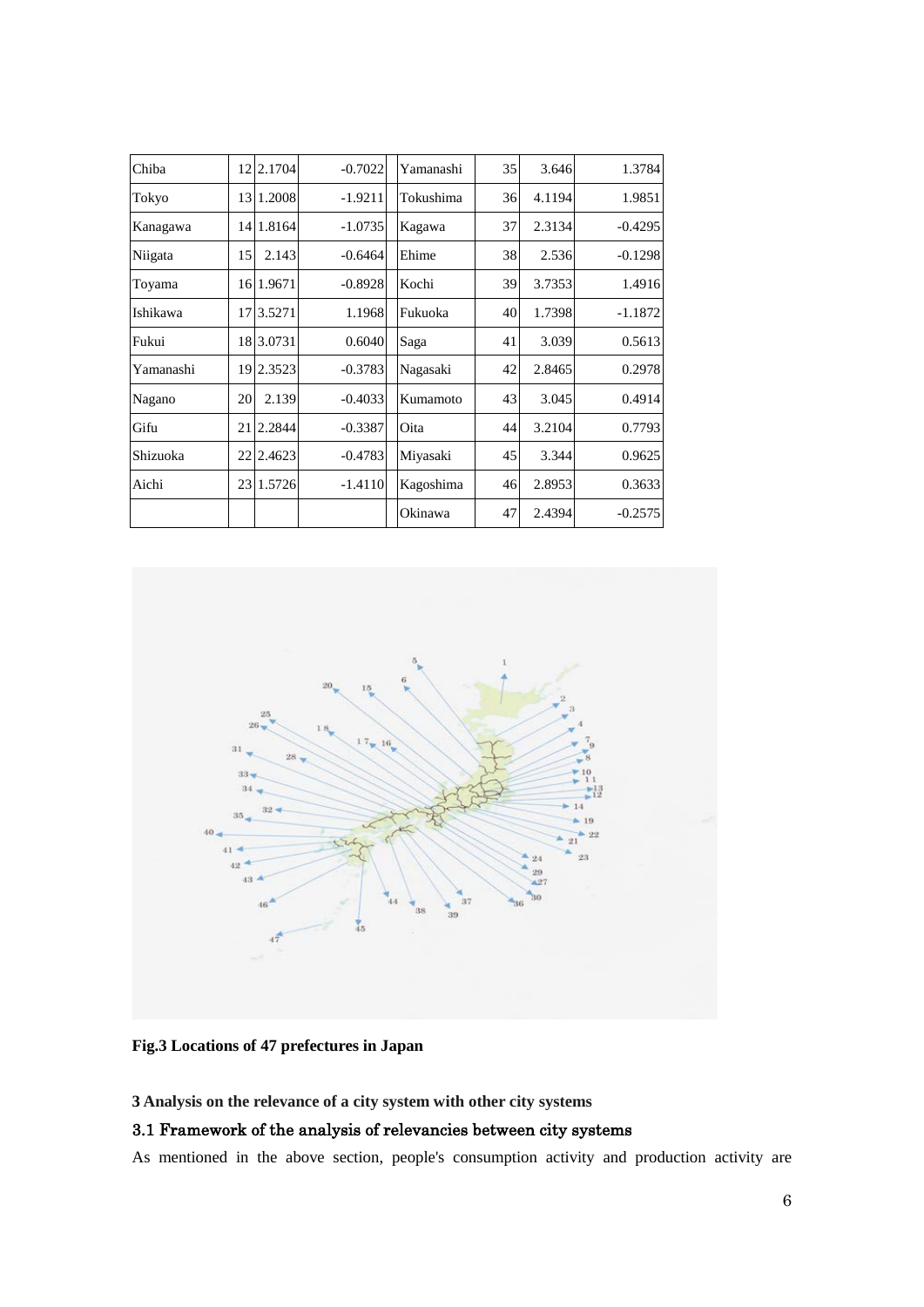| Chiba | 12 | 2.1704 | -0.7022 | Yamanashi | 35 | 3.646 | 1.3784 |
|---|---|---|---|---|---|---|---|
| Tokyo | 13 | 1.2008 | -1.9211 | Tokushima | 36 | 4.1194 | 1.9851 |
| Kanagawa | 14 | 1.8164 | -1.0735 | Kagawa | 37 | 2.3134 | -0.4295 |
| Niigata | 15 | 2.143 | -0.6464 | Ehime | 38 | 2.536 | -0.1298 |
| Toyama | 16 | 1.9671 | -0.8928 | Kochi | 39 | 3.7353 | 1.4916 |
| Ishikawa | 17 | 3.5271 | 1.1968 | Fukuoka | 40 | 1.7398 | -1.1872 |
| Fukui | 18 | 3.0731 | 0.6040 | Saga | 41 | 3.039 | 0.5613 |
| Yamanashi | 19 | 2.3523 | -0.3783 | Nagasaki | 42 | 2.8465 | 0.2978 |
| Nagano | 20 | 2.139 | -0.4033 | Kumamoto | 43 | 3.045 | 0.4914 |
| Gifu | 21 | 2.2844 | -0.3387 | Oita | 44 | 3.2104 | 0.7793 |
| Shizuoka | 22 | 2.4623 | -0.4783 | Miyasaki | 45 | 3.344 | 0.9625 |
| Aichi | 23 | 1.5726 | -1.4110 | Kagoshima | 46 | 2.8953 | 0.3633 |
| | | | | Okinawa | 47 | 2.4394 | -0.2575 |

**Fig.3 Locations of 47 prefectures in Japan**

## 3 Analysis on the relevance of a city system with other city systems

### 3.1 Framework of the analysis of relevancies between city systems

As mentioned in the above section, people's consumption activity and production activity are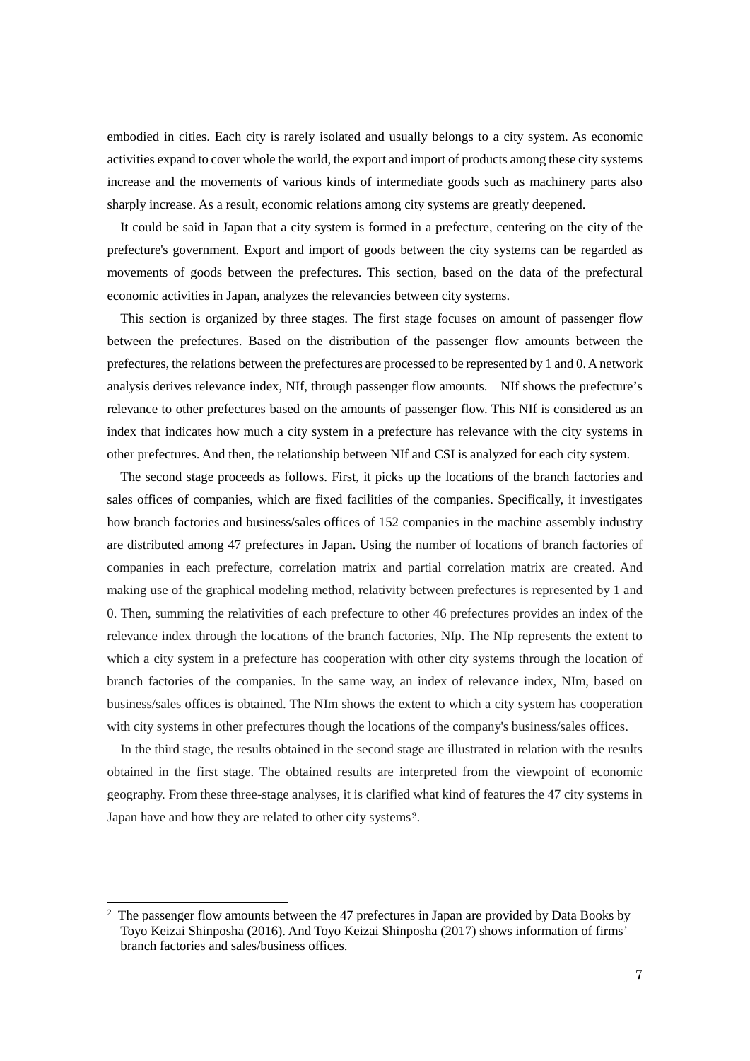embodied in cities. Each city is rarely isolated and usually belongs to a city system. As economic activities expand to cover whole the world, the export and import of products among these city systems increase and the movements of various kinds of intermediate goods such as machinery parts also sharply increase. As a result, economic relations among city systems are greatly deepened.

It could be said in Japan that a city system is formed in a prefecture, centering on the city of the prefecture's government. Export and import of goods between the city systems can be regarded as movements of goods between the prefectures. This section, based on the data of the prefectural economic activities in Japan, analyzes the relevancies between city systems.

This section is organized by three stages. The first stage focuses on amount of passenger flow between the prefectures. Based on the distribution of the passenger flow amounts between the prefectures, the relations between the prefectures are processed to be represented by 1 and 0. A network analysis derives relevance index, NIf, through passenger flow amounts. NIf shows the prefecture's relevance to other prefectures based on the amounts of passenger flow. This NIf is considered as an index that indicates how much a city system in a prefecture has relevance with the city systems in other prefectures. And then, the relationship between NIf and CSI is analyzed for each city system.

The second stage proceeds as follows. First, it picks up the locations of the branch factories and sales offices of companies, which are fixed facilities of the companies. Specifically, it investigates how branch factories and business/sales offices of 152 companies in the machine assembly industry are distributed among 47 prefectures in Japan. Using the number of locations of branch factories of companies in each prefecture, correlation matrix and partial correlation matrix are created. And making use of the graphical modeling method, relativity between prefectures is represented by 1 and 0. Then, summing the relativities of each prefecture to other 46 prefectures provides an index of the relevance index through the locations of the branch factories, NIp. The NIp represents the extent to which a city system in a prefecture has cooperation with other city systems through the location of branch factories of the companies. In the same way, an index of relevance index, NIm, based on business/sales offices is obtained. The NIm shows the extent to which a city system has cooperation with city systems in other prefectures though the locations of the company's business/sales offices.

In the third stage, the results obtained in the second stage are illustrated in relation with the results obtained in the first stage. The obtained results are interpreted from the viewpoint of economic geography. From these three-stage analyses, it is clarified what kind of features the 47 city systems in Japan have and how they are related to other city systems[2].

---

[2] The passenger flow amounts between the 47 prefectures in Japan are provided by Data Books by Toyo Keizai Shinposha (2016). And Toyo Keizai Shinposha (2017) shows information of firms' branch factories and sales/business offices.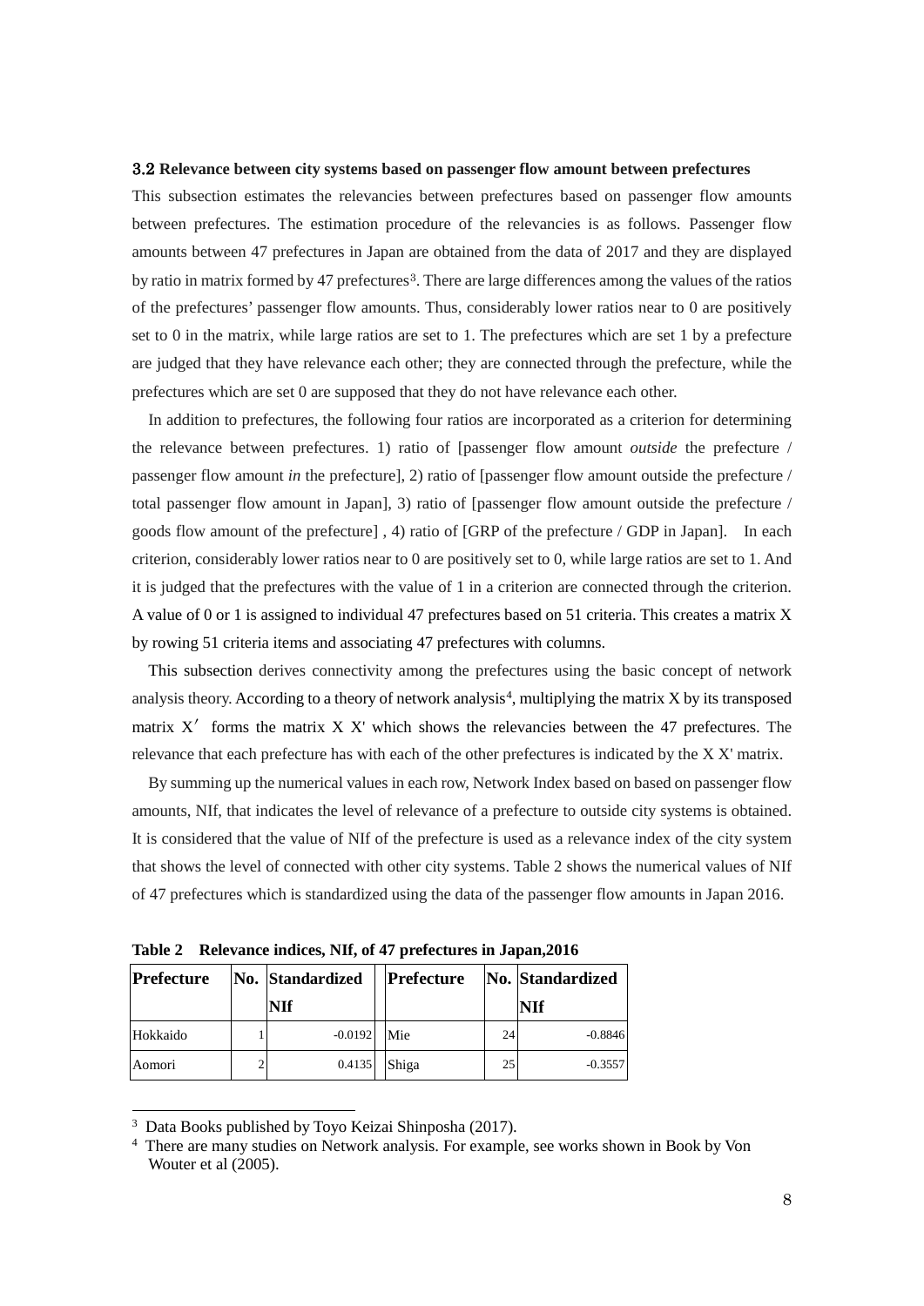### 3.2 Relevance between city systems based on passenger flow amount between prefectures

This subsection estimates the relevancies between prefectures based on passenger flow amounts between prefectures. The estimation procedure of the relevancies is as follows. Passenger flow amounts between 47 prefectures in Japan are obtained from the data of 2017 and they are displayed by ratio in matrix formed by 47 prefectures[3]. There are large differences among the values of the ratios of the prefectures' passenger flow amounts. Thus, considerably lower ratios near to 0 are positively set to 0 in the matrix, while large ratios are set to 1. The prefectures which are set 1 by a prefecture are judged that they have relevance each other; they are connected through the prefecture, while the prefectures which are set 0 are supposed that they do not have relevance each other.

In addition to prefectures, the following four ratios are incorporated as a criterion for determining the relevance between prefectures. 1) ratio of [passenger flow amount *outside* the prefecture / passenger flow amount *in* the prefecture], 2) ratio of [passenger flow amount outside the prefecture / total passenger flow amount in Japan], 3) ratio of [passenger flow amount outside the prefecture / goods flow amount of the prefecture] , 4) ratio of [GRP of the prefecture / GDP in Japan]. In each criterion, considerably lower ratios near to 0 are positively set to 0, while large ratios are set to 1. And it is judged that the prefectures with the value of 1 in a criterion are connected through the criterion. A value of 0 or 1 is assigned to individual 47 prefectures based on 51 criteria. This creates a matrix X by rowing 51 criteria items and associating 47 prefectures with columns.

This subsection derives connectivity among the prefectures using the basic concept of network analysis theory. According to a theory of network analysis[4], multiplying the matrix X by its transposed matrix X′ forms the matrix X X' which shows the relevancies between the 47 prefectures. The relevance that each prefecture has with each of the other prefectures is indicated by the X X' matrix.

By summing up the numerical values in each row, Network Index based on based on passenger flow amounts, NIf, that indicates the level of relevance of a prefecture to outside city systems is obtained. It is considered that the value of NIf of the prefecture is used as a relevance index of the city system that shows the level of connected with other city systems. Table 2 shows the numerical values of NIf of 47 prefectures which is standardized using the data of the passenger flow amounts in Japan 2016.

**Table 2 Relevance indices, NIf, of 47 prefectures in Japan,2016**

| Prefecture | No. | Standardized NIf | | Prefecture | No. | Standardized NIf |
|---|---|---|---|---|---|---|
| Hokkaido | 1 | -0.0192 | | Mie | 24 | -0.8846 |
| Aomori | 2 | 0.4135 | | Shiga | 25 | -0.3557 |

[3] Data Books published by Toyo Keizai Shinposha (2017).

[4] There are many studies on Network analysis. For example, see works shown in Book by Von Wouter et al (2005).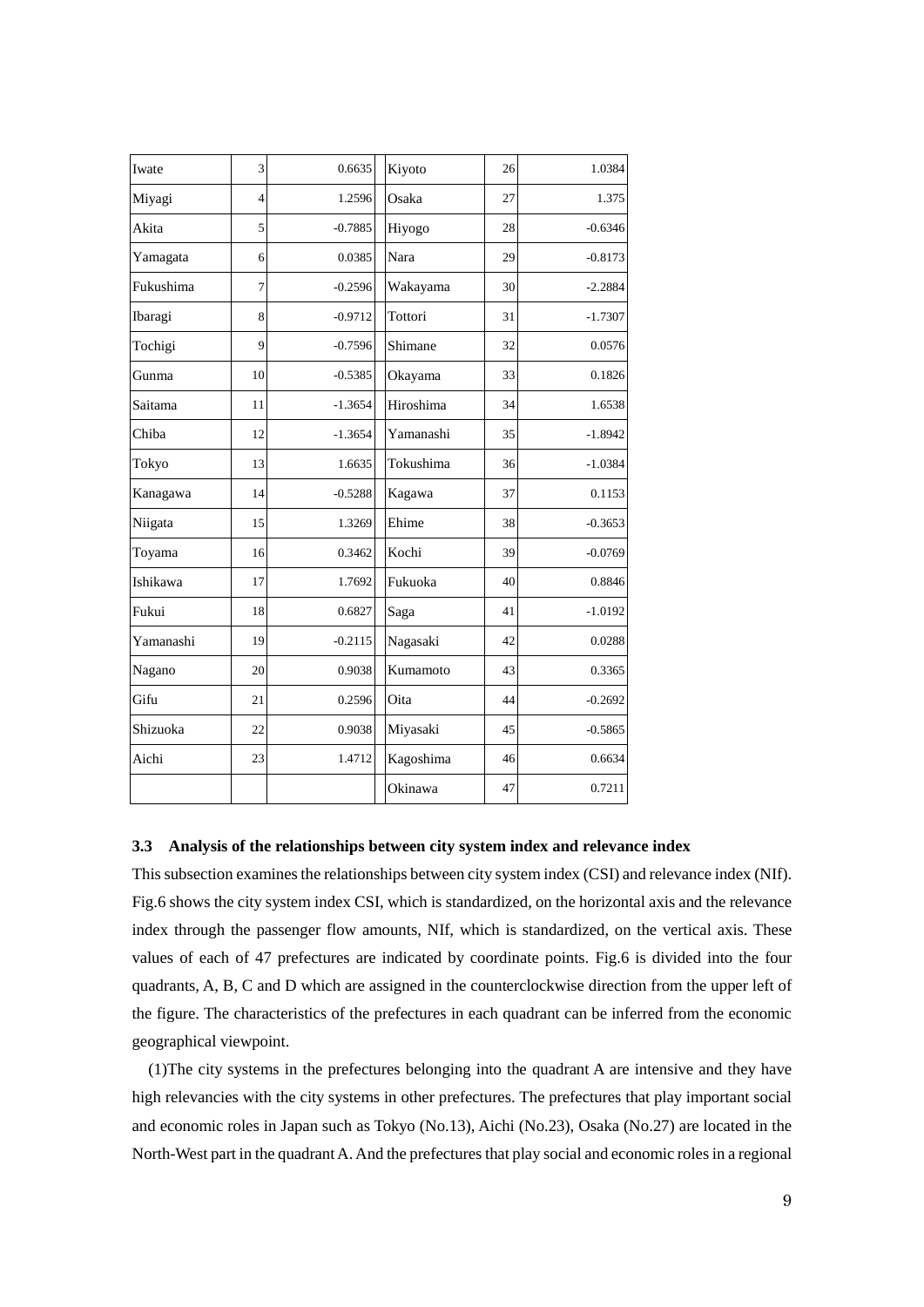| Iwate | 3 | 0.6635 | Kiyoto | 26 | 1.0384 |
|---|---|---|---|---|---|
| Miyagi | 4 | 1.2596 | Osaka | 27 | 1.375 |
| Akita | 5 | -0.7885 | Hiyogo | 28 | -0.6346 |
| Yamagata | 6 | 0.0385 | Nara | 29 | -0.8173 |
| Fukushima | 7 | -0.2596 | Wakayama | 30 | -2.2884 |
| Ibaragi | 8 | -0.9712 | Tottori | 31 | -1.7307 |
| Tochigi | 9 | -0.7596 | Shimane | 32 | 0.0576 |
| Gunma | 10 | -0.5385 | Okayama | 33 | 0.1826 |
| Saitama | 11 | -1.3654 | Hiroshima | 34 | 1.6538 |
| Chiba | 12 | -1.3654 | Yamanashi | 35 | -1.8942 |
| Tokyo | 13 | 1.6635 | Tokushima | 36 | -1.0384 |
| Kanagawa | 14 | -0.5288 | Kagawa | 37 | 0.1153 |
| Niigata | 15 | 1.3269 | Ehime | 38 | -0.3653 |
| Toyama | 16 | 0.3462 | Kochi | 39 | -0.0769 |
| Ishikawa | 17 | 1.7692 | Fukuoka | 40 | 0.8846 |
| Fukui | 18 | 0.6827 | Saga | 41 | -1.0192 |
| Yamanashi | 19 | -0.2115 | Nagasaki | 42 | 0.0288 |
| Nagano | 20 | 0.9038 | Kumamoto | 43 | 0.3365 |
| Gifu | 21 | 0.2596 | Oita | 44 | -0.2692 |
| Shizuoka | 22 | 0.9038 | Miyasaki | 45 | -0.5865 |
| Aichi | 23 | 1.4712 | Kagoshima | 46 | 0.6634 |
| | | | Okinawa | 47 | 0.7211 |

### 3.3 Analysis of the relationships between city system index and relevance index

This subsection examines the relationships between city system index (CSI) and relevance index (NIf). Fig.6 shows the city system index CSI, which is standardized, on the horizontal axis and the relevance index through the passenger flow amounts, NIf, which is standardized, on the vertical axis. These values of each of 47 prefectures are indicated by coordinate points. Fig.6 is divided into the four quadrants, A, B, C and D which are assigned in the counterclockwise direction from the upper left of the figure. The characteristics of the prefectures in each quadrant can be inferred from the economic geographical viewpoint.

(1)The city systems in the prefectures belonging into the quadrant A are intensive and they have high relevancies with the city systems in other prefectures. The prefectures that play important social and economic roles in Japan such as Tokyo (No.13), Aichi (No.23), Osaka (No.27) are located in the North-West part in the quadrant A. And the prefectures that play social and economic roles in a regional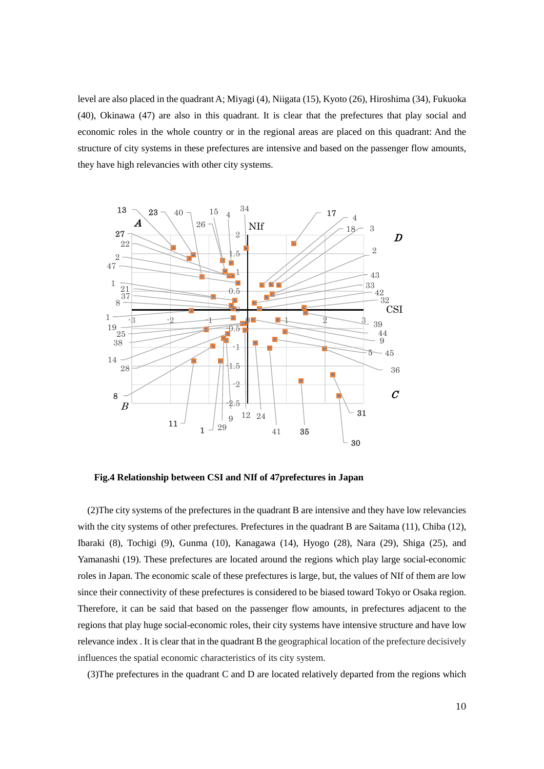level are also placed in the quadrant A; Miyagi (4), Niigata (15), Kyoto (26), Hiroshima (34), Fukuoka (40), Okinawa (47) are also in this quadrant. It is clear that the prefectures that play social and economic roles in the whole country or in the regional areas are placed on this quadrant: And the structure of city systems in these prefectures are intensive and based on the passenger flow amounts, they have high relevancies with other city systems.

**Fig.4 Relationship between CSI and NIf of 47prefectures in Japan**

(2)The city systems of the prefectures in the quadrant B are intensive and they have low relevancies with the city systems of other prefectures. Prefectures in the quadrant B are Saitama (11), Chiba (12), Ibaraki (8), Tochigi (9), Gunma (10), Kanagawa (14), Hyogo (28), Nara (29), Shiga (25), and Yamanashi (19). These prefectures are located around the regions which play large social-economic roles in Japan. The economic scale of these prefectures is large, but, the values of NIf of them are low since their connectivity of these prefectures is considered to be biased toward Tokyo or Osaka region. Therefore, it can be said that based on the passenger flow amounts, in prefectures adjacent to the regions that play huge social-economic roles, their city systems have intensive structure and have low relevance index . It is clear that in the quadrant B the geographical location of the prefecture decisively influences the spatial economic characteristics of its city system.

(3)The prefectures in the quadrant C and D are located relatively departed from the regions which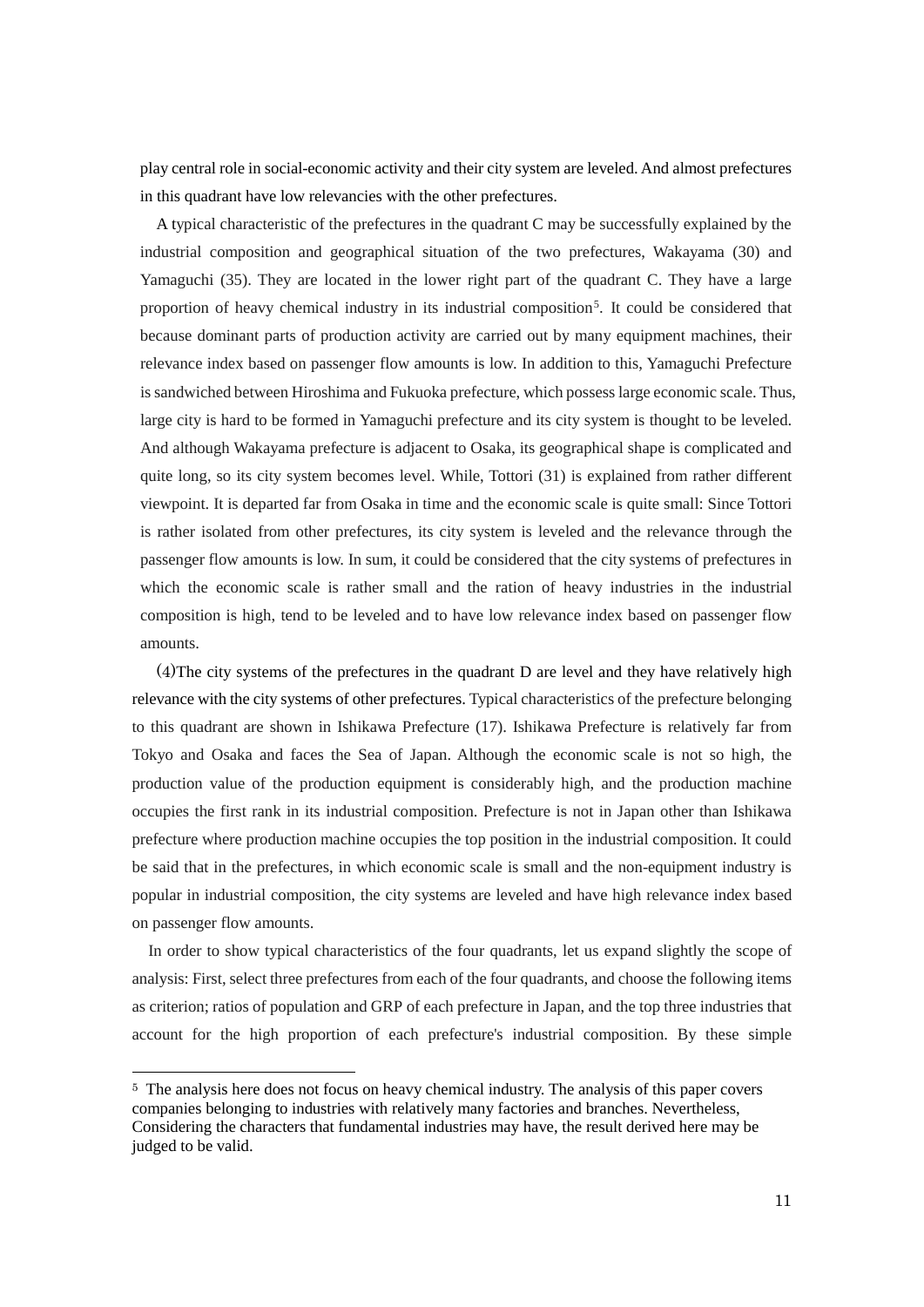play central role in social-economic activity and their city system are leveled. And almost prefectures in this quadrant have low relevancies with the other prefectures.

A typical characteristic of the prefectures in the quadrant C may be successfully explained by the industrial composition and geographical situation of the two prefectures, Wakayama (30) and Yamaguchi (35). They are located in the lower right part of the quadrant C. They have a large proportion of heavy chemical industry in its industrial composition[5]. It could be considered that because dominant parts of production activity are carried out by many equipment machines, their relevance index based on passenger flow amounts is low. In addition to this, Yamaguchi Prefecture is sandwiched between Hiroshima and Fukuoka prefecture, which possess large economic scale. Thus, large city is hard to be formed in Yamaguchi prefecture and its city system is thought to be leveled. And although Wakayama prefecture is adjacent to Osaka, its geographical shape is complicated and quite long, so its city system becomes level. While, Tottori (31) is explained from rather different viewpoint. It is departed far from Osaka in time and the economic scale is quite small: Since Tottori is rather isolated from other prefectures, its city system is leveled and the relevance through the passenger flow amounts is low. In sum, it could be considered that the city systems of prefectures in which the economic scale is rather small and the ration of heavy industries in the industrial composition is high, tend to be leveled and to have low relevance index based on passenger flow amounts.

(4)The city systems of the prefectures in the quadrant D are level and they have relatively high relevance with the city systems of other prefectures. Typical characteristics of the prefecture belonging to this quadrant are shown in Ishikawa Prefecture (17). Ishikawa Prefecture is relatively far from Tokyo and Osaka and faces the Sea of Japan. Although the economic scale is not so high, the production value of the production equipment is considerably high, and the production machine occupies the first rank in its industrial composition. Prefecture is not in Japan other than Ishikawa prefecture where production machine occupies the top position in the industrial composition. It could be said that in the prefectures, in which economic scale is small and the non-equipment industry is popular in industrial composition, the city systems are leveled and have high relevance index based on passenger flow amounts.

In order to show typical characteristics of the four quadrants, let us expand slightly the scope of analysis: First, select three prefectures from each of the four quadrants, and choose the following items as criterion; ratios of population and GRP of each prefecture in Japan, and the top three industries that account for the high proportion of each prefecture's industrial composition. By these simple

[5] The analysis here does not focus on heavy chemical industry. The analysis of this paper covers companies belonging to industries with relatively many factories and branches. Nevertheless, Considering the characters that fundamental industries may have, the result derived here may be judged to be valid.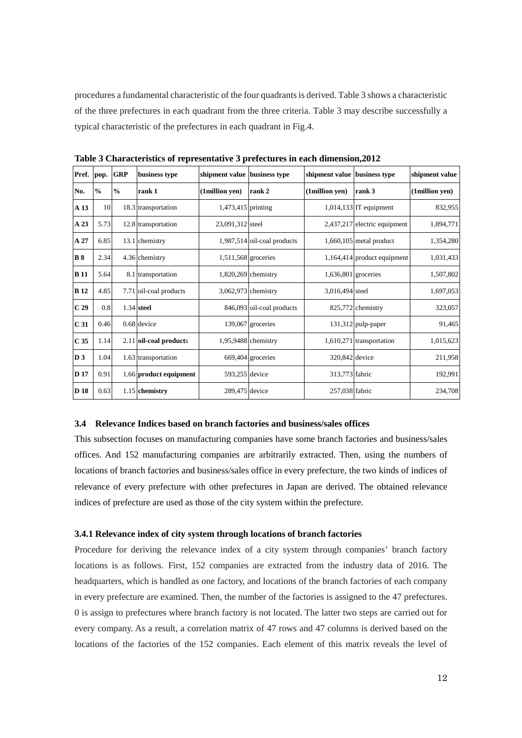procedures a fundamental characteristic of the four quadrants is derived. Table 3 shows a characteristic of the three prefectures in each quadrant from the three criteria. Table 3 may describe successfully a typical characteristic of the prefectures in each quadrant in Fig.4.

**Table 3 Characteristics of representative 3 prefectures in each dimension,2012**

| Pref. | pop. | GRP | business type | shipment value | business type | shipment value | business type | shipment value |
|---|---|---|---|---|---|---|---|---|
| No. | % | % | rank 1 | (1million yen) | rank 2 | (1million yen) | rank 3 | (1million yen) |
| A 13 | 10 | 18.3 | transportation | 1,473,415 | printing | 1,014,133 | IT equipment | 832,955 |
| A 23 | 5.73 | 12.8 | transportation | 23,091,312 | steel | 2,437,217 | electric equipment | 1,894,771 |
| A 27 | 6.85 | 13.1 | chemistry | 1,987,514 | oil-coal products | 1,660,105 | metal product | 1,354,280 |
| B 8 | 2.34 | 4.36 | chemistry | 1,511,568 | groceries | 1,164,414 | product equipment | 1,031,433 |
| B 11 | 5.64 | 8.1 | transportation | 1,820,269 | chemistry | 1,636,801 | groceries | 1,507,802 |
| B 12 | 4.85 | 7.71 | oil-coal products | 3,062,973 | chemistry | 3,016,494 | steel | 1,697,053 |
| C 29 | 0.8 | 1.34 | **steel** | 846,093 | oil-coal products | 825,772 | chemistry | 323,057 |
| C 31 | 0.46 | 0.68 | device | 139,067 | groceries | 131,312 | pulp-paper | 91,465 |
| C 35 | 1.14 | 2.11 | **oil-coal product**s | 1,95,9488 | chemistry | 1,610,271 | transportation | 1,015,623 |
| D 3 | 1.04 | 1.63 | transportation | 669,404 | groceries | 320,842 | device | 211,958 |
| D 17 | 0.91 | 1.66 | **product equipment** | 593,255 | device | 313,773 | fabric | 192,991 |
| D 18 | 0.63 | 1.15 | **chemistry** | 289,475 | device | 257,038 | fabric | 234,708 |

### 3.4 Relevance Indices based on branch factories and business/sales offices

This subsection focuses on manufacturing companies have some branch factories and business/sales offices. And 152 manufacturing companies are arbitrarily extracted. Then, using the numbers of locations of branch factories and business/sales office in every prefecture, the two kinds of indices of relevance of every prefecture with other prefectures in Japan are derived. The obtained relevance indices of prefecture are used as those of the city system within the prefecture.

#### 3.4.1 Relevance index of city system through locations of branch factories

Procedure for deriving the relevance index of a city system through companies' branch factory locations is as follows. First, 152 companies are extracted from the industry data of 2016. The headquarters, which is handled as one factory, and locations of the branch factories of each company in every prefecture are examined. Then, the number of the factories is assigned to the 47 prefectures. 0 is assign to prefectures where branch factory is not located. The latter two steps are carried out for every company. As a result, a correlation matrix of 47 rows and 47 columns is derived based on the locations of the factories of the 152 companies. Each element of this matrix reveals the level of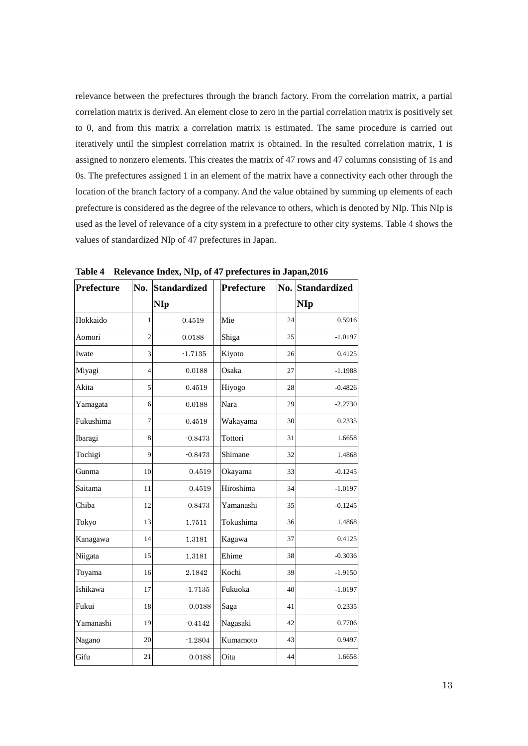relevance between the prefectures through the branch factory. From the correlation matrix, a partial correlation matrix is derived. An element close to zero in the partial correlation matrix is positively set to 0, and from this matrix a correlation matrix is estimated. The same procedure is carried out iteratively until the simplest correlation matrix is obtained. In the resulted correlation matrix, 1 is assigned to nonzero elements. This creates the matrix of 47 rows and 47 columns consisting of 1s and 0s. The prefectures assigned 1 in an element of the matrix have a connectivity each other through the location of the branch factory of a company. And the value obtained by summing up elements of each prefecture is considered as the degree of the relevance to others, which is denoted by NIp. This NIp is used as the level of relevance of a city system in a prefecture to other city systems. Table 4 shows the values of standardized NIp of 47 prefectures in Japan.

**Table 4　Relevance Index, NIp, of 47 prefectures in Japan,2016**

| Prefecture | No. | Standardized NIp | | Prefecture | No. | Standardized NIp |
|---|---|---|---|---|---|---|
| Hokkaido | 1 | 0.4519 | | Mie | 24 | 0.5916 |
| Aomori | 2 | 0.0188 | | Shiga | 25 | -1.0197 |
| Iwate | 3 | -1.7135 | | Kiyoto | 26 | 0.4125 |
| Miyagi | 4 | 0.0188 | | Osaka | 27 | -1.1988 |
| Akita | 5 | 0.4519 | | Hiyogo | 28 | -0.4826 |
| Yamagata | 6 | 0.0188 | | Nara | 29 | -2.2730 |
| Fukushima | 7 | 0.4519 | | Wakayama | 30 | 0.2335 |
| Ibaragi | 8 | -0.8473 | | Tottori | 31 | 1.6658 |
| Tochigi | 9 | -0.8473 | | Shimane | 32 | 1.4868 |
| Gunma | 10 | 0.4519 | | Okayama | 33 | -0.1245 |
| Saitama | 11 | 0.4519 | | Hiroshima | 34 | -1.0197 |
| Chiba | 12 | -0.8473 | | Yamanashi | 35 | -0.1245 |
| Tokyo | 13 | 1.7511 | | Tokushima | 36 | 1.4868 |
| Kanagawa | 14 | 1.3181 | | Kagawa | 37 | 0.4125 |
| Niigata | 15 | 1.3181 | | Ehime | 38 | -0.3036 |
| Toyama | 16 | 2.1842 | | Kochi | 39 | -1.9150 |
| Ishikawa | 17 | -1.7135 | | Fukuoka | 40 | -1.0197 |
| Fukui | 18 | 0.0188 | | Saga | 41 | 0.2335 |
| Yamanashi | 19 | -0.4142 | | Nagasaki | 42 | 0.7706 |
| Nagano | 20 | -1.2804 | | Kumamoto | 43 | 0.9497 |
| Gifu | 21 | 0.0188 | | Oita | 44 | 1.6658 |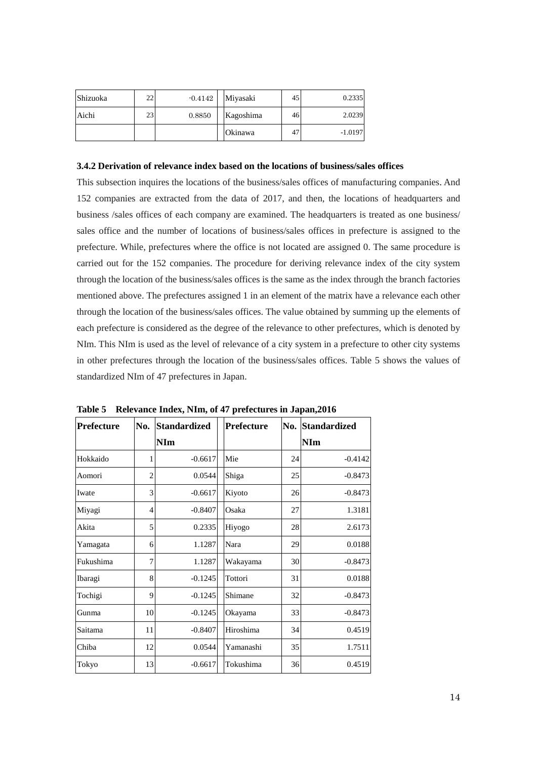| Shizuoka | 22 | -0.4142 | Miyasaki | 45 | 0.2335 |
|---|---|---|---|---|---|
| Aichi | 23 | 0.8850 | Kagoshima | 46 | 2.0239 |
| | | | Okinawa | 47 | -1.0197 |

### 3.4.2 Derivation of relevance index based on the locations of business/sales offices

This subsection inquires the locations of the business/sales offices of manufacturing companies. And 152 companies are extracted from the data of 2017, and then, the locations of headquarters and business /sales offices of each company are examined. The headquarters is treated as one business/ sales office and the number of locations of business/sales offices in prefecture is assigned to the prefecture. While, prefectures where the office is not located are assigned 0. The same procedure is carried out for the 152 companies. The procedure for deriving relevance index of the city system through the location of the business/sales offices is the same as the index through the branch factories mentioned above. The prefectures assigned 1 in an element of the matrix have a relevance each other through the location of the business/sales offices. The value obtained by summing up the elements of each prefecture is considered as the degree of the relevance to other prefectures, which is denoted by NIm. This NIm is used as the level of relevance of a city system in a prefecture to other city systems in other prefectures through the location of the business/sales offices. Table 5 shows the values of standardized NIm of 47 prefectures in Japan.

**Table 5 Relevance Index, NIm, of 47 prefectures in Japan,2016**

| Prefecture | No. | Standardized NIm | Prefecture | No. | Standardized NIm |
|---|---|---|---|---|---|
| Hokkaido | 1 | -0.6617 | Mie | 24 | -0.4142 |
| Aomori | 2 | 0.0544 | Shiga | 25 | -0.8473 |
| Iwate | 3 | -0.6617 | Kiyoto | 26 | -0.8473 |
| Miyagi | 4 | -0.8407 | Osaka | 27 | 1.3181 |
| Akita | 5 | 0.2335 | Hiyogo | 28 | 2.6173 |
| Yamagata | 6 | 1.1287 | Nara | 29 | 0.0188 |
| Fukushima | 7 | 1.1287 | Wakayama | 30 | -0.8473 |
| Ibaragi | 8 | -0.1245 | Tottori | 31 | 0.0188 |
| Tochigi | 9 | -0.1245 | Shimane | 32 | -0.8473 |
| Gunma | 10 | -0.1245 | Okayama | 33 | -0.8473 |
| Saitama | 11 | -0.8407 | Hiroshima | 34 | 0.4519 |
| Chiba | 12 | 0.0544 | Yamanashi | 35 | 1.7511 |
| Tokyo | 13 | -0.6617 | Tokushima | 36 | 0.4519 |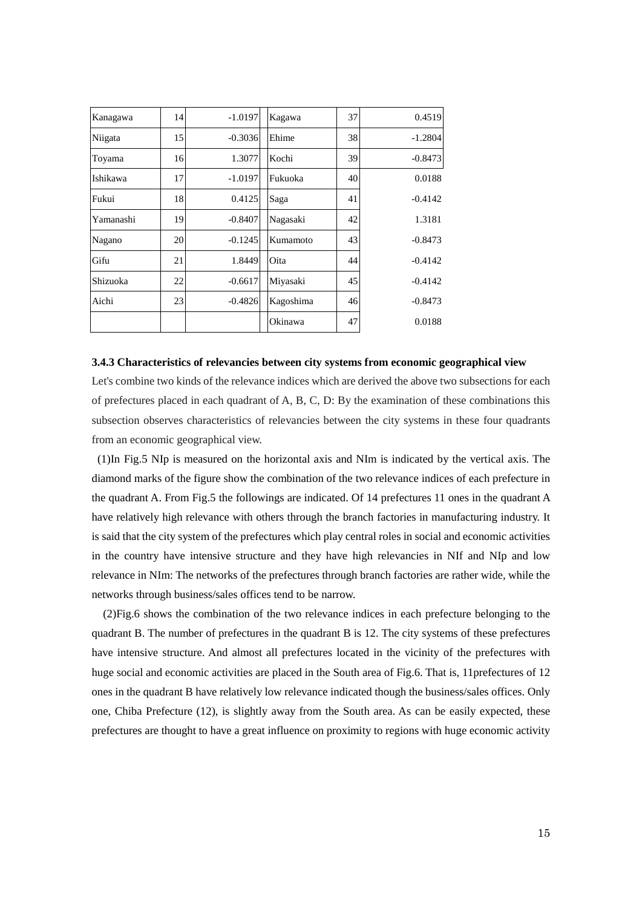| Kanagawa | 14 | -1.0197 | Kagawa | 37 | 0.4519 |
|---|---|---|---|---|---|
| Niigata | 15 | -0.3036 | Ehime | 38 | -1.2804 |
| Toyama | 16 | 1.3077 | Kochi | 39 | -0.8473 |
| Ishikawa | 17 | -1.0197 | Fukuoka | 40 | 0.0188 |
| Fukui | 18 | 0.4125 | Saga | 41 | -0.4142 |
| Yamanashi | 19 | -0.8407 | Nagasaki | 42 | 1.3181 |
| Nagano | 20 | -0.1245 | Kumamoto | 43 | -0.8473 |
| Gifu | 21 | 1.8449 | Oita | 44 | -0.4142 |
| Shizuoka | 22 | -0.6617 | Miyasaki | 45 | -0.4142 |
| Aichi | 23 | -0.4826 | Kagoshima | 46 | -0.8473 |
| | | | Okinawa | 47 | 0.0188 |

### 3.4.3 Characteristics of relevancies between city systems from economic geographical view

Let's combine two kinds of the relevance indices which are derived the above two subsections for each of prefectures placed in each quadrant of A, B, C, D: By the examination of these combinations this subsection observes characteristics of relevancies between the city systems in these four quadrants from an economic geographical view.

(1)In Fig.5 NIp is measured on the horizontal axis and NIm is indicated by the vertical axis. The diamond marks of the figure show the combination of the two relevance indices of each prefecture in the quadrant A. From Fig.5 the followings are indicated. Of 14 prefectures 11 ones in the quadrant A have relatively high relevance with others through the branch factories in manufacturing industry. It is said that the city system of the prefectures which play central roles in social and economic activities in the country have intensive structure and they have high relevancies in NIf and NIp and low relevance in NIm: The networks of the prefectures through branch factories are rather wide, while the networks through business/sales offices tend to be narrow.

(2)Fig.6 shows the combination of the two relevance indices in each prefecture belonging to the quadrant B. The number of prefectures in the quadrant B is 12. The city systems of these prefectures have intensive structure. And almost all prefectures located in the vicinity of the prefectures with huge social and economic activities are placed in the South area of Fig.6. That is, 11prefectures of 12 ones in the quadrant B have relatively low relevance indicated though the business/sales offices. Only one, Chiba Prefecture (12), is slightly away from the South area. As can be easily expected, these prefectures are thought to have a great influence on proximity to regions with huge economic activity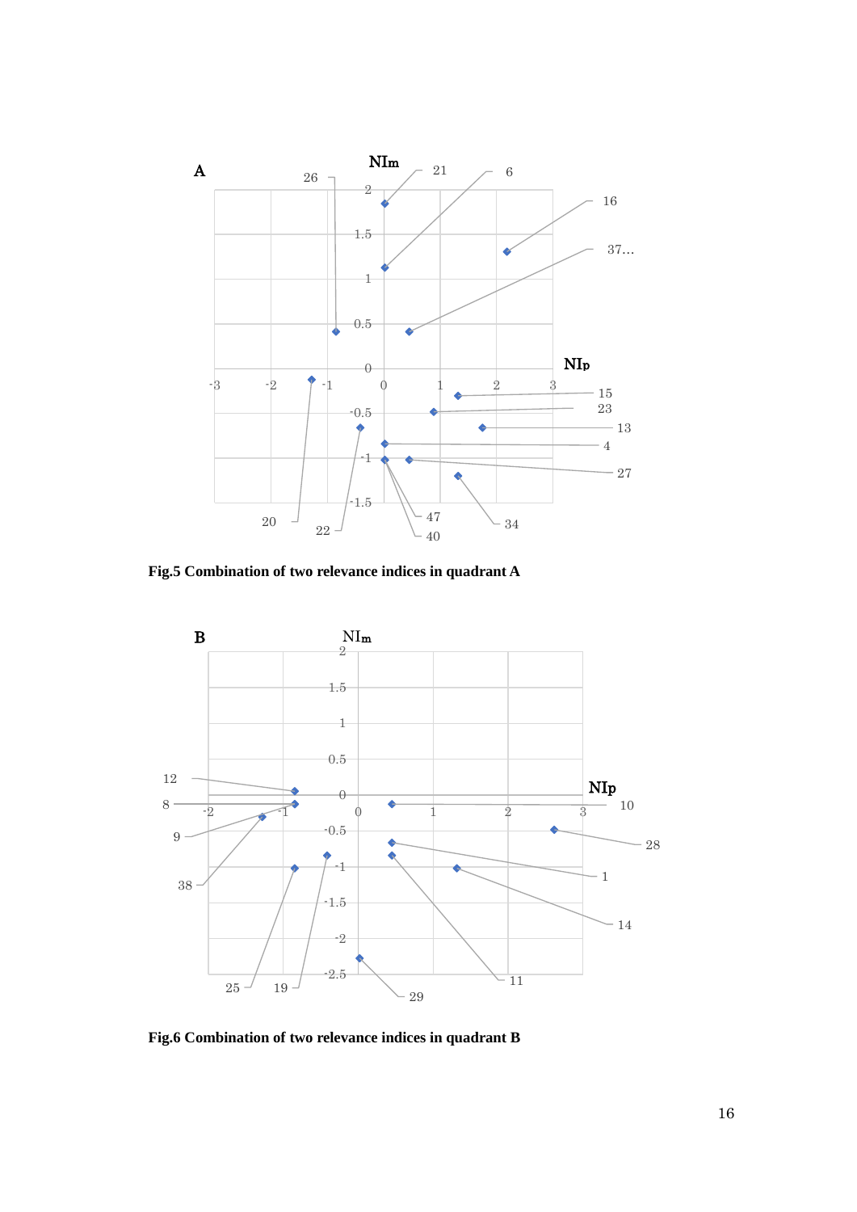Fig.5 Combination of two relevance indices in quadrant A

Fig.6 Combination of two relevance indices in quadrant B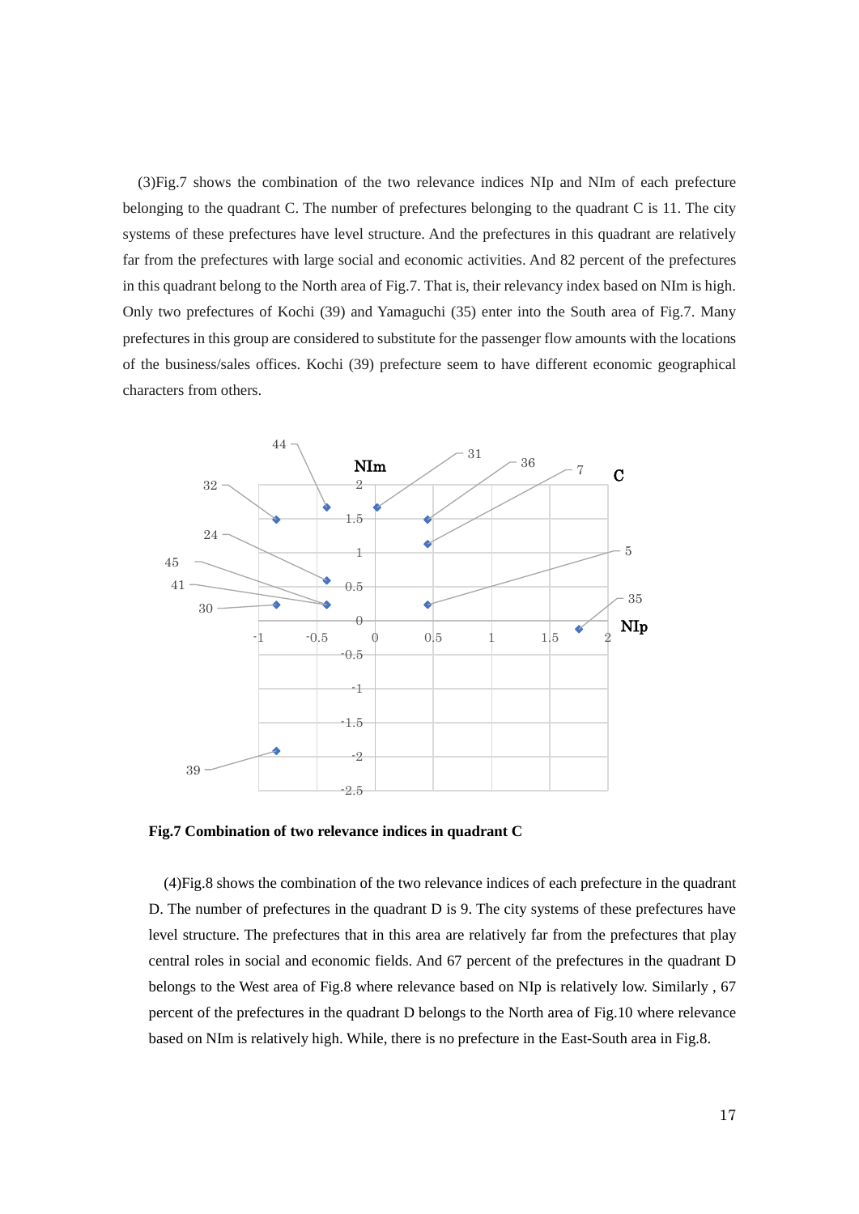(3)Fig.7 shows the combination of the two relevance indices NIp and NIm of each prefecture belonging to the quadrant C. The number of prefectures belonging to the quadrant C is 11. The city systems of these prefectures have level structure. And the prefectures in this quadrant are relatively far from the prefectures with large social and economic activities. And 82 percent of the prefectures in this quadrant belong to the North area of Fig.7. That is, their relevancy index based on NIm is high. Only two prefectures of Kochi (39) and Yamaguchi (35) enter into the South area of Fig.7. Many prefectures in this group are considered to substitute for the passenger flow amounts with the locations of the business/sales offices. Kochi (39) prefecture seem to have different economic geographical characters from others.

**Fig.7 Combination of two relevance indices in quadrant C**

(4)Fig.8 shows the combination of the two relevance indices of each prefecture in the quadrant D. The number of prefectures in the quadrant D is 9. The city systems of these prefectures have level structure. The prefectures that in this area are relatively far from the prefectures that play central roles in social and economic fields. And 67 percent of the prefectures in the quadrant D belongs to the West area of Fig.8 where relevance based on NIp is relatively low. Similarly , 67 percent of the prefectures in the quadrant D belongs to the North area of Fig.10 where relevance based on NIm is relatively high. While, there is no prefecture in the East-South area in Fig.8.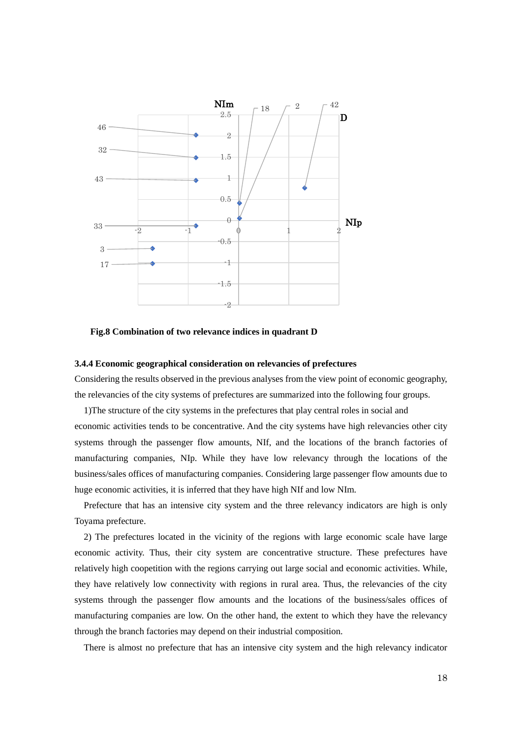**Fig.8 Combination of two relevance indices in quadrant D**

### 3.4.4 Economic geographical consideration on relevancies of prefectures

Considering the results observed in the previous analyses from the view point of economic geography, the relevancies of the city systems of prefectures are summarized into the following four groups.

1)The structure of the city systems in the prefectures that play central roles in social and economic activities tends to be concentrative. And the city systems have high relevancies other city systems through the passenger flow amounts, NIf, and the locations of the branch factories of manufacturing companies, NIp. While they have low relevancy through the locations of the business/sales offices of manufacturing companies. Considering large passenger flow amounts due to huge economic activities, it is inferred that they have high NIf and low NIm.

Prefecture that has an intensive city system and the three relevancy indicators are high is only Toyama prefecture.

2) The prefectures located in the vicinity of the regions with large economic scale have large economic activity. Thus, their city system are concentrative structure. These prefectures have relatively high coopetition with the regions carrying out large social and economic activities. While, they have relatively low connectivity with regions in rural area. Thus, the relevancies of the city systems through the passenger flow amounts and the locations of the business/sales offices of manufacturing companies are low. On the other hand, the extent to which they have the relevancy through the branch factories may depend on their industrial composition.

There is almost no prefecture that has an intensive city system and the high relevancy indicator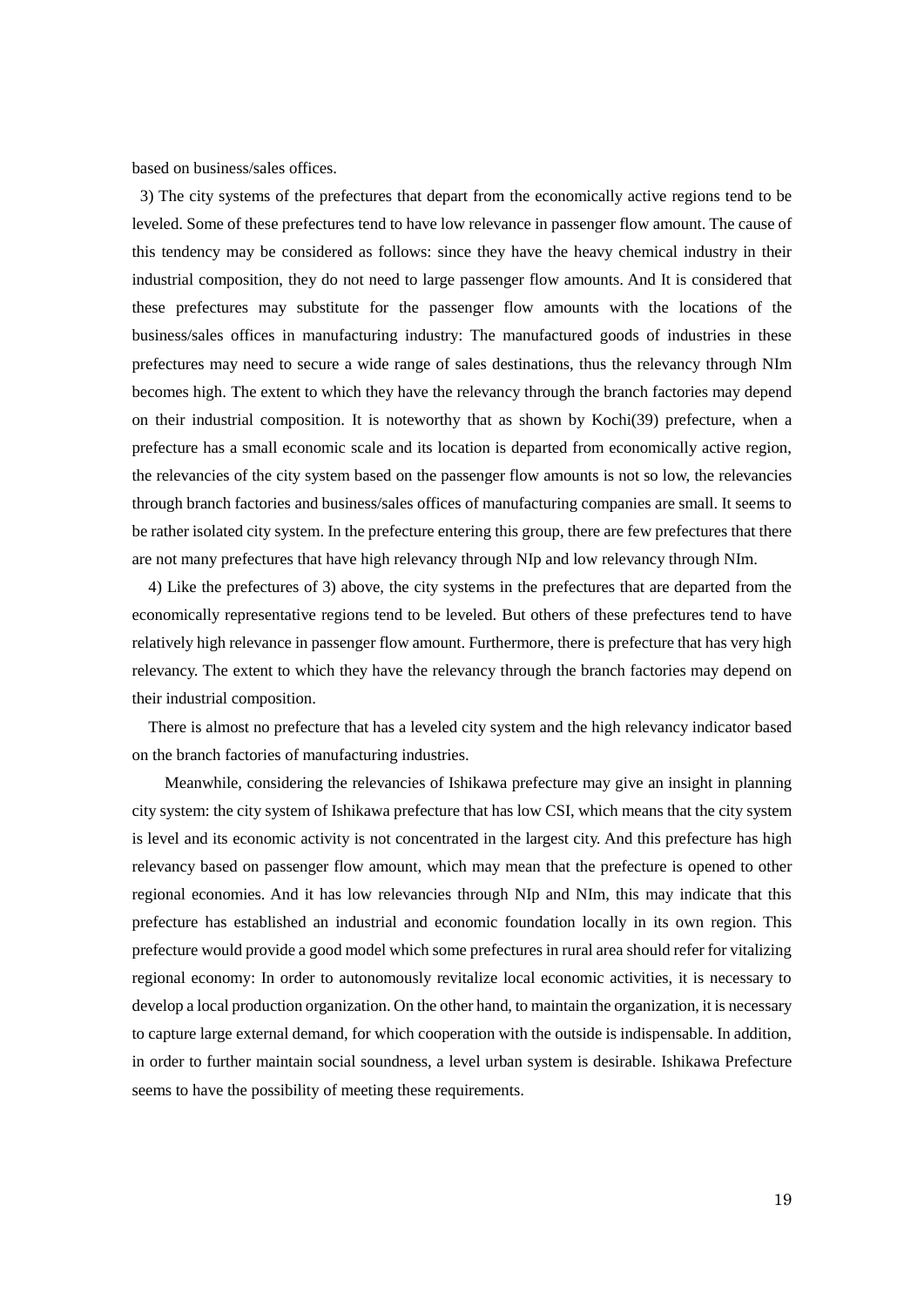based on business/sales offices.

3) The city systems of the prefectures that depart from the economically active regions tend to be leveled. Some of these prefectures tend to have low relevance in passenger flow amount. The cause of this tendency may be considered as follows: since they have the heavy chemical industry in their industrial composition, they do not need to large passenger flow amounts. And It is considered that these prefectures may substitute for the passenger flow amounts with the locations of the business/sales offices in manufacturing industry: The manufactured goods of industries in these prefectures may need to secure a wide range of sales destinations, thus the relevancy through NIm becomes high. The extent to which they have the relevancy through the branch factories may depend on their industrial composition. It is noteworthy that as shown by Kochi(39) prefecture, when a prefecture has a small economic scale and its location is departed from economically active region, the relevancies of the city system based on the passenger flow amounts is not so low, the relevancies through branch factories and business/sales offices of manufacturing companies are small. It seems to be rather isolated city system. In the prefecture entering this group, there are few prefectures that there are not many prefectures that have high relevancy through NIp and low relevancy through NIm.

4) Like the prefectures of 3) above, the city systems in the prefectures that are departed from the economically representative regions tend to be leveled. But others of these prefectures tend to have relatively high relevance in passenger flow amount. Furthermore, there is prefecture that has very high relevancy. The extent to which they have the relevancy through the branch factories may depend on their industrial composition.

There is almost no prefecture that has a leveled city system and the high relevancy indicator based on the branch factories of manufacturing industries.

Meanwhile, considering the relevancies of Ishikawa prefecture may give an insight in planning city system: the city system of Ishikawa prefecture that has low CSI, which means that the city system is level and its economic activity is not concentrated in the largest city. And this prefecture has high relevancy based on passenger flow amount, which may mean that the prefecture is opened to other regional economies. And it has low relevancies through NIp and NIm, this may indicate that this prefecture has established an industrial and economic foundation locally in its own region. This prefecture would provide a good model which some prefectures in rural area should refer for vitalizing regional economy: In order to autonomously revitalize local economic activities, it is necessary to develop a local production organization. On the other hand, to maintain the organization, it is necessary to capture large external demand, for which cooperation with the outside is indispensable. In addition, in order to further maintain social soundness, a level urban system is desirable. Ishikawa Prefecture seems to have the possibility of meeting these requirements.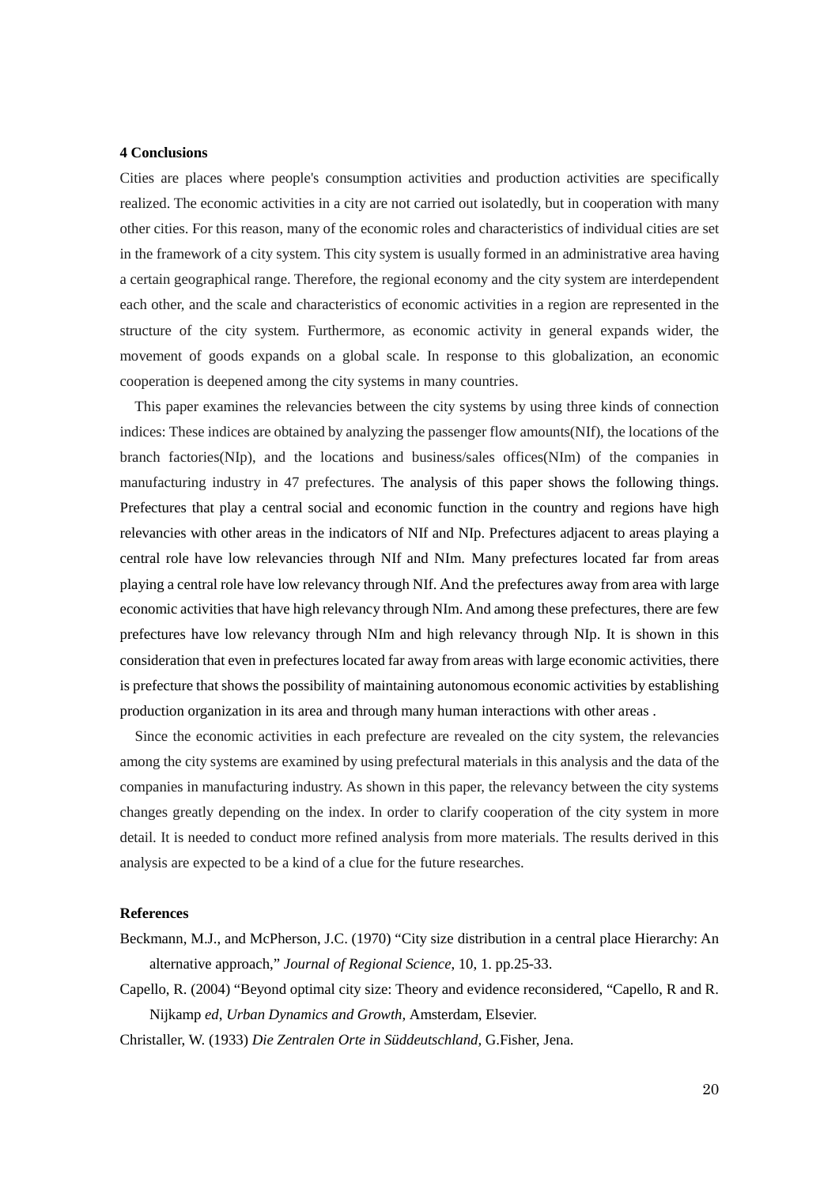### 4 Conclusions

Cities are places where people's consumption activities and production activities are specifically realized. The economic activities in a city are not carried out isolatedly, but in cooperation with many other cities. For this reason, many of the economic roles and characteristics of individual cities are set in the framework of a city system. This city system is usually formed in an administrative area having a certain geographical range. Therefore, the regional economy and the city system are interdependent each other, and the scale and characteristics of economic activities in a region are represented in the structure of the city system. Furthermore, as economic activity in general expands wider, the movement of goods expands on a global scale. In response to this globalization, an economic cooperation is deepened among the city systems in many countries.

This paper examines the relevancies between the city systems by using three kinds of connection indices: These indices are obtained by analyzing the passenger flow amounts(NIf), the locations of the branch factories(NIp), and the locations and business/sales offices(NIm) of the companies in manufacturing industry in 47 prefectures. The analysis of this paper shows the following things. Prefectures that play a central social and economic function in the country and regions have high relevancies with other areas in the indicators of NIf and NIp. Prefectures adjacent to areas playing a central role have low relevancies through NIf and NIm. Many prefectures located far from areas playing a central role have low relevancy through NIf. And the prefectures away from area with large economic activities that have high relevancy through NIm. And among these prefectures, there are few prefectures have low relevancy through NIm and high relevancy through NIp. It is shown in this consideration that even in prefectures located far away from areas with large economic activities, there is prefecture that shows the possibility of maintaining autonomous economic activities by establishing production organization in its area and through many human interactions with other areas .

Since the economic activities in each prefecture are revealed on the city system, the relevancies among the city systems are examined by using prefectural materials in this analysis and the data of the companies in manufacturing industry. As shown in this paper, the relevancy between the city systems changes greatly depending on the index. In order to clarify cooperation of the city system in more detail. It is needed to conduct more refined analysis from more materials. The results derived in this analysis are expected to be a kind of a clue for the future researches.

### References

Beckmann, M.J., and McPherson, J.C. (1970) "City size distribution in a central place Hierarchy: An alternative approach," *Journal of Regional Science*, 10, 1. pp.25-33.

Capello, R. (2004) "Beyond optimal city size: Theory and evidence reconsidered, "Capello, R and R. Nijkamp *ed*, *Urban Dynamics and Growth,* Amsterdam, Elsevier.

Christaller, W. (1933) *Die Zentralen Orte in Süddeutschland,* G.Fisher, Jena.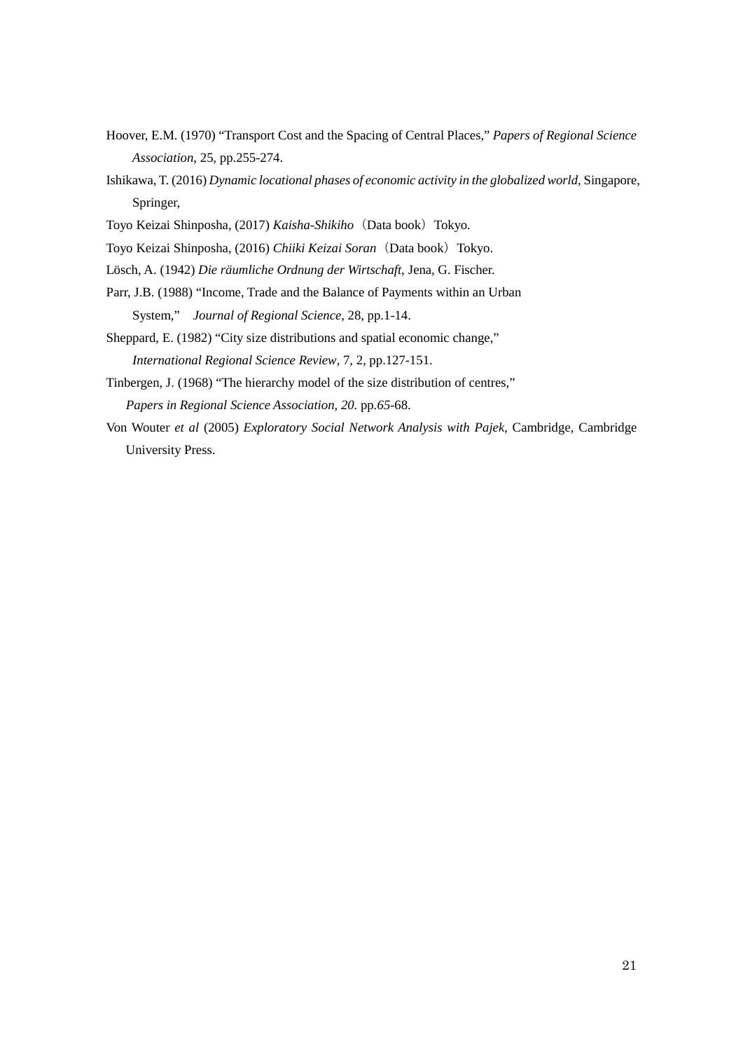Hoover, E.M. (1970) "Transport Cost and the Spacing of Central Places," *Papers of Regional Science Association*, 25, pp.255-274.

Ishikawa, T. (2016) *Dynamic locational phases of economic activity in the globalized world*, Singapore, Springer,

Toyo Keizai Shinposha, (2017) *Kaisha-Shikiho*（Data book）Tokyo.

Toyo Keizai Shinposha, (2016) *Chiiki Keizai Soran*（Data book）Tokyo.

Lösch, A. (1942) *Die räumliche Ordnung der Wirtschaft*, Jena, G. Fischer.

Parr, J.B. (1988) "Income, Trade and the Balance of Payments within an Urban System," *Journal of Regional Science*, 28, pp.1-14.

Sheppard, E. (1982) "City size distributions and spatial economic change," *International Regional Science Review*, 7, 2, pp.127-151.

Tinbergen, J. (1968) "The hierarchy model of the size distribution of centres," *Papers in Regional Science Association, 20.* pp.*65*-68.

Von Wouter *et al* (2005) *Exploratory Social Network Analysis with Pajek*, Cambridge, Cambridge University Press.